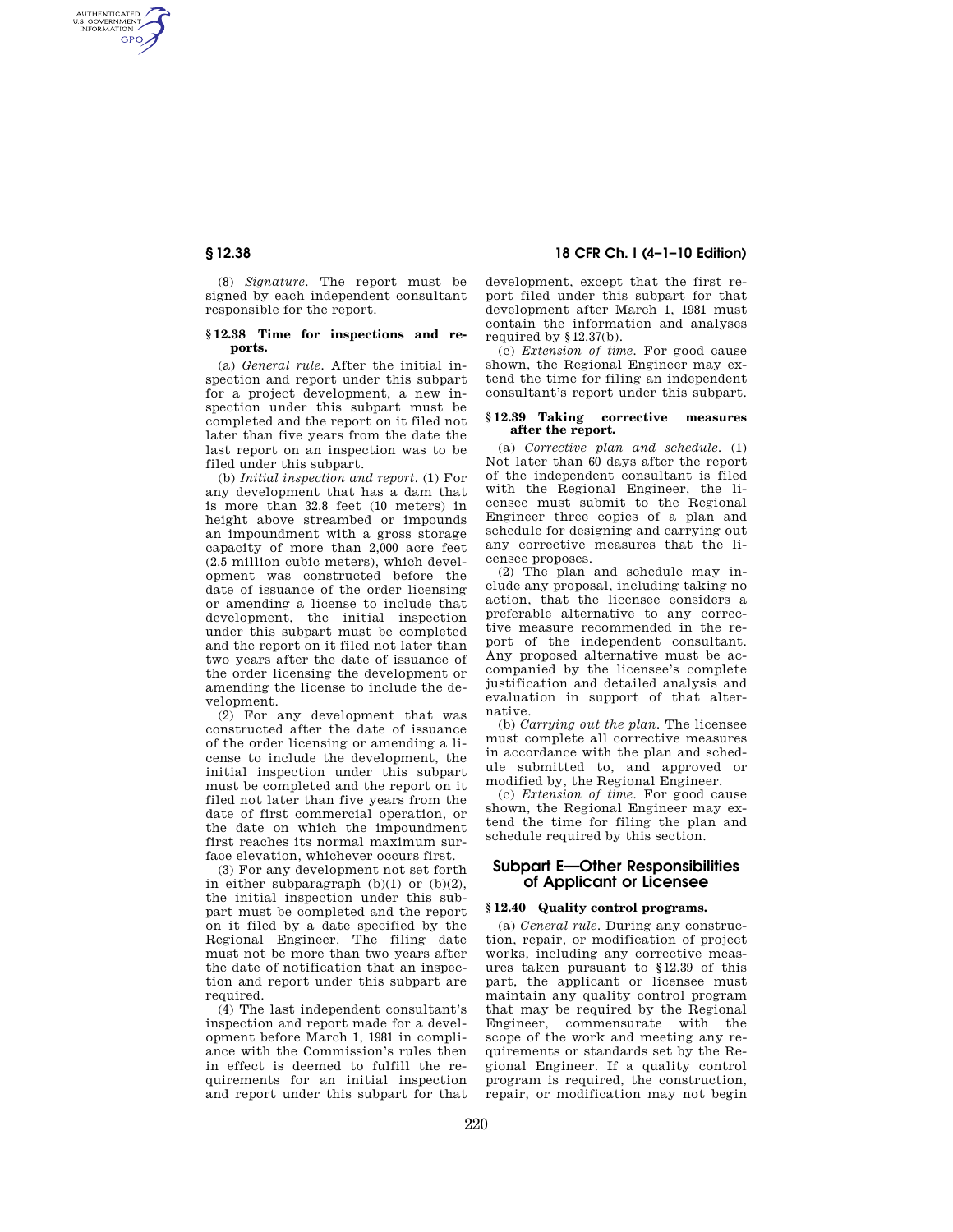(8) *Signature.* The report must be signed by each independent consultant responsible for the report.

**§ 12.38 Time for inspections and reports.**

(a) *General rule.* After the initial inspection and report under this subpart for a project development, a new inspection under this subpart must be completed and the report on it filed not later than five years from the date the last report on an inspection was to be filed under this subpart.

(b) *Initial inspection and report.* (1) For any development that has a dam that is more than 32.8 feet (10 meters) in height above streambed or impounds an impoundment with a gross storage capacity of more than 2,000 acre feet (2.5 million cubic meters), which development was constructed before the date of issuance of the order licensing or amending a license to include that development, the initial inspection under this subpart must be completed and the report on it filed not later than two years after the date of issuance of the order licensing the development or amending the license to include the development.

(2) For any development that was constructed after the date of issuance of the order licensing or amending a license to include the development, the initial inspection under this subpart must be completed and the report on it filed not later than five years from the date of first commercial operation, or the date on which the impoundment first reaches its normal maximum surface elevation, whichever occurs first.

(3) For any development not set forth in either subparagraph (b)(1) or (b)(2), the initial inspection under this subpart must be completed and the report on it filed by a date specified by the Regional Engineer. The filing date must not be more than two years after the date of notification that an inspection and report under this subpart are required.

(4) The last independent consultant's inspection and report made for a development before March 1, 1981 in compliance with the Commission's rules then in effect is deemed to fulfill the requirements for an initial inspection and report under this subpart for that development, except that the first report filed under this subpart for that development after March 1, 1981 must contain the information and analyses required by §12.37(b).

(c) *Extension of time.* For good cause shown, the Regional Engineer may extend the time for filing an independent consultant's report under this subpart.

**§ 12.39 Taking corrective measures after the report.**

(a) *Corrective plan and schedule.* (1) Not later than 60 days after the report of the independent consultant is filed with the Regional Engineer, the licensee must submit to the Regional Engineer three copies of a plan and schedule for designing and carrying out any corrective measures that the licensee proposes.

(2) The plan and schedule may include any proposal, including taking no action, that the licensee considers a preferable alternative to any corrective measure recommended in the report of the independent consultant. Any proposed alternative must be accompanied by the licensee's complete justification and detailed analysis and evaluation in support of that alternative.

(b) *Carrying out the plan.* The licensee must complete all corrective measures in accordance with the plan and schedule submitted to, and approved or modified by, the Regional Engineer.

(c) *Extension of time.* For good cause shown, the Regional Engineer may extend the time for filing the plan and schedule required by this section.

## Subpart E—Other Responsibilities of Applicant or Licensee

**§ 12.40 Quality control programs.**

(a) *General rule.* During any construction, repair, or modification of project works, including any corrective measures taken pursuant to §12.39 of this part, the applicant or licensee must maintain any quality control program that may be required by the Regional Engineer, commensurate with the scope of the work and meeting any requirements or standards set by the Regional Engineer. If a quality control program is required, the construction, repair, or modification may not begin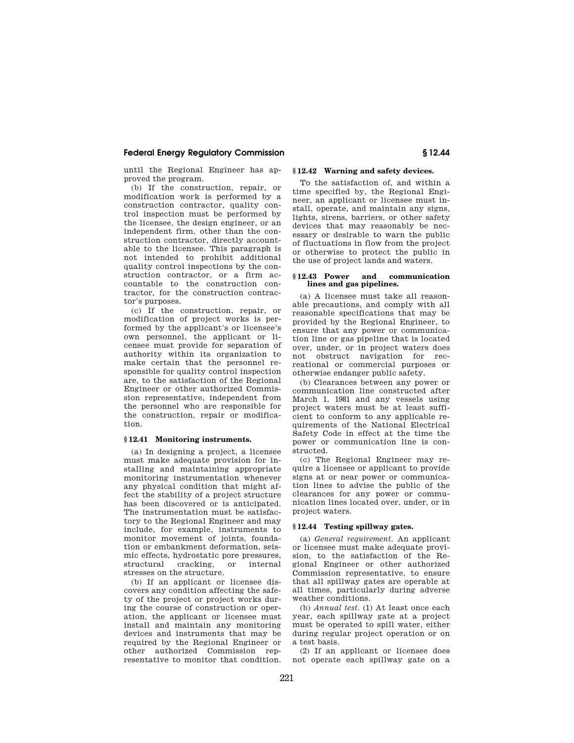until the Regional Engineer has approved the program.

(b) If the construction, repair, or modification work is performed by a construction contractor, quality control inspection must be performed by the licensee, the design engineer, or an independent firm, other than the construction contractor, directly accountable to the licensee. This paragraph is not intended to prohibit additional quality control inspections by the construction contractor, or a firm accountable to the construction contractor, for the construction contractor's purposes.

(c) If the construction, repair, or modification of project works is performed by the applicant's or licensee's own personnel, the applicant or licensee must provide for separation of authority within its organization to make certain that the personnel responsible for quality control inspection are, to the satisfaction of the Regional Engineer or other authorized Commission representative, independent from the personnel who are responsible for the construction, repair or modification.

### § 12.41 Monitoring instruments.

(a) In designing a project, a licensee must make adequate provision for installing and maintaining appropriate monitoring instrumentation whenever any physical condition that might affect the stability of a project structure has been discovered or is anticipated. The instrumentation must be satisfactory to the Regional Engineer and may include, for example, instruments to monitor movement of joints, foundation or embankment deformation, seismic effects, hydrostatic pore pressures, structural cracking, or internal stresses on the structure.

(b) If an applicant or licensee discovers any condition affecting the safety of the project or project works during the course of construction or operation, the applicant or licensee must install and maintain any monitoring devices and instruments that may be required by the Regional Engineer or other authorized Commission representative to monitor that condition.

### § 12.42 Warning and safety devices.

To the satisfaction of, and within a time specified by, the Regional Engineer, an applicant or licensee must install, operate, and maintain any signs, lights, sirens, barriers, or other safety devices that may reasonably be necessary or desirable to warn the public of fluctuations in flow from the project or otherwise to protect the public in the use of project lands and waters.

### § 12.43 Power and communication lines and gas pipelines.

(a) A licensee must take all reasonable precautions, and comply with all reasonable specifications that may be provided by the Regional Engineer, to ensure that any power or communication line or gas pipeline that is located over, under, or in project waters does not obstruct navigation for recreational or commercial purposes or otherwise endanger public safety.

(b) Clearances between any power or communication line constructed after March 1, 1981 and any vessels using project waters must be at least sufficient to conform to any applicable requirements of the National Electrical Safety Code in effect at the time the power or communication line is constructed.

(c) The Regional Engineer may require a licensee or applicant to provide signs at or near power or communication lines to advise the public of the clearances for any power or communication lines located over, under, or in project waters.

### § 12.44 Testing spillway gates.

(a) *General requirement.* An applicant or licensee must make adequate provision, to the satisfaction of the Regional Engineer or other authorized Commission representative, to ensure that all spillway gates are operable at all times, particularly during adverse weather conditions.

(b) *Annual test.* (1) At least once each year, each spillway gate at a project must be operated to spill water, either during regular project operation or on a test basis.

(2) If an applicant or licensee does not operate each spillway gate on a